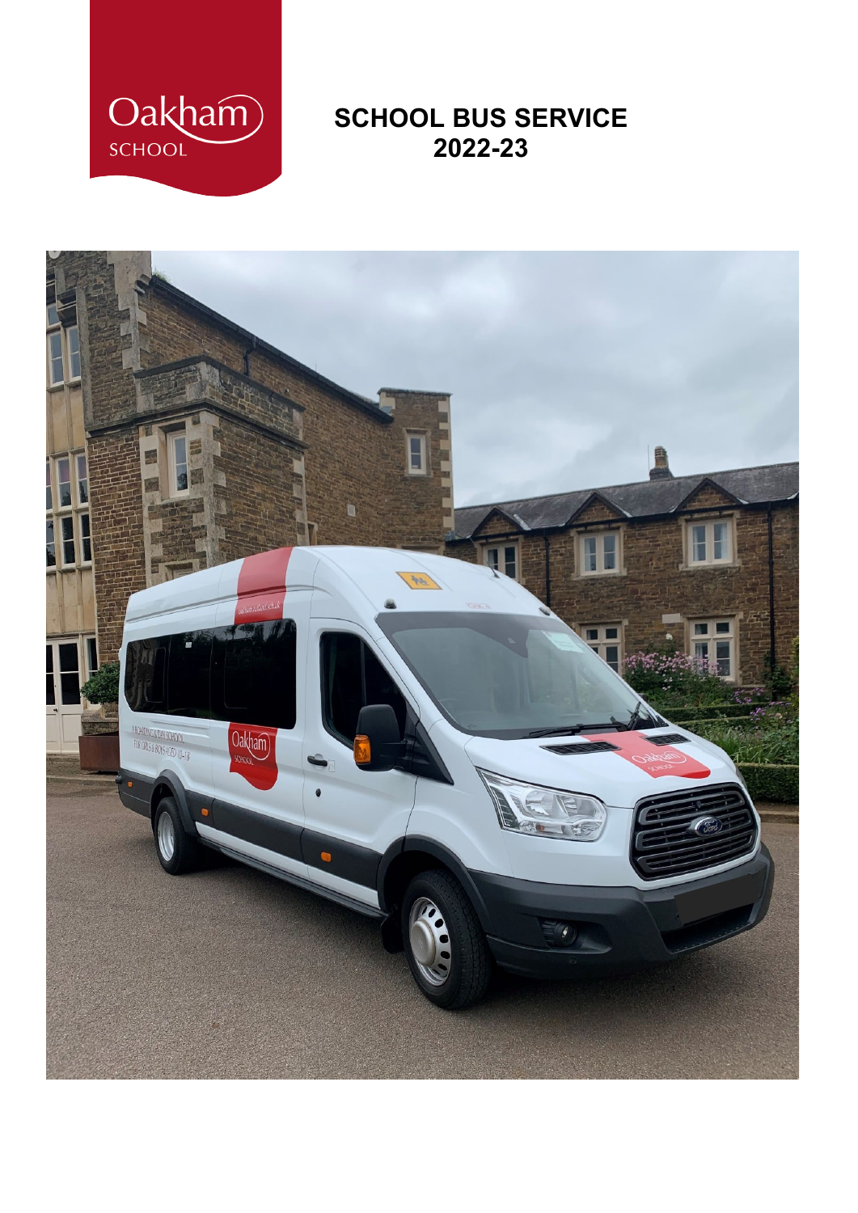# SCHOOL BUS SERVICE
## 2022-23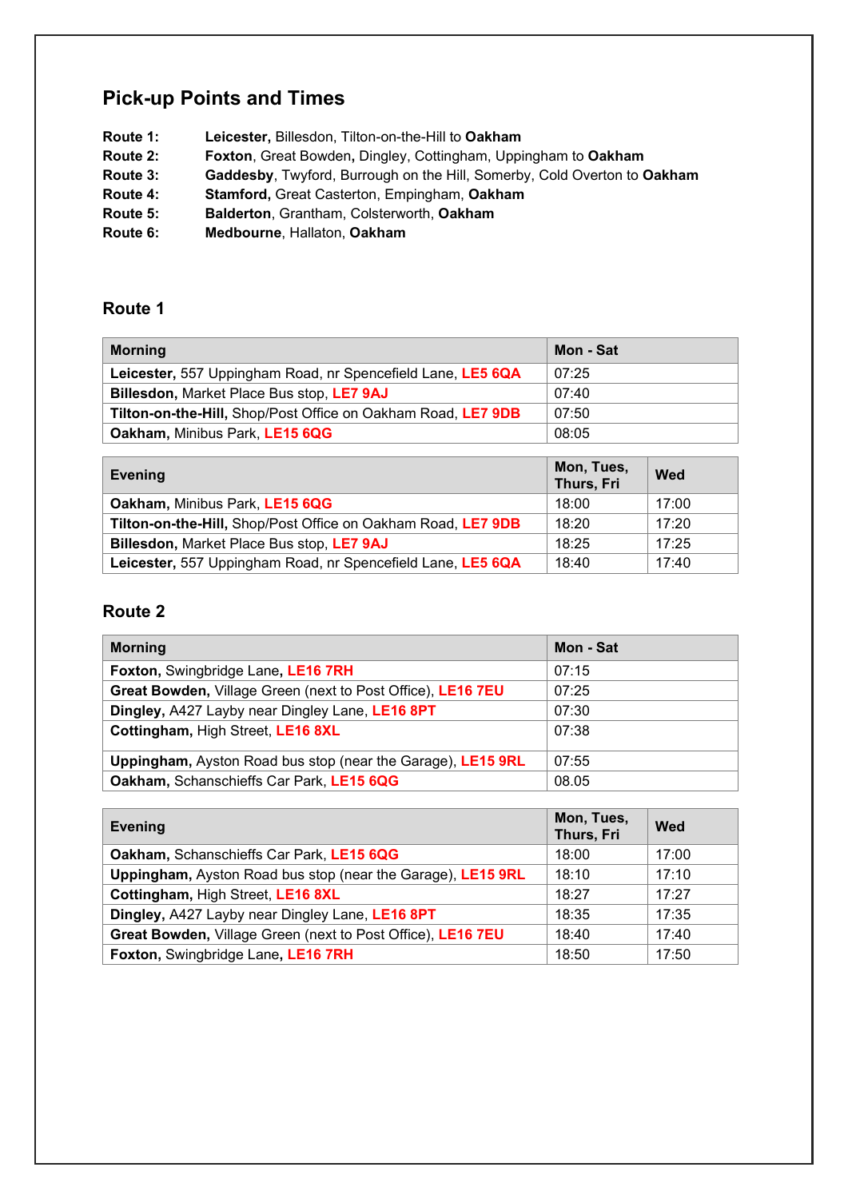## Pick-up Points and Times

**Route 1:** **Leicester,** Billesdon, Tilton-on-the-Hill to **Oakham**
**Route 2:** **Foxton**, Great Bowden, Dingley, Cottingham, Uppingham to **Oakham**
**Route 3:** **Gaddesby**, Twyford, Burrough on the Hill, Somerby, Cold Overton to **Oakham**
**Route 4:** **Stamford,** Great Casterton, Empingham, **Oakham**
**Route 5:** **Balderton**, Grantham, Colsterworth, **Oakham**
**Route 6:** **Medbourne**, Hallaton, **Oakham**

### Route 1

| Morning | Mon - Sat |
|---|---|
| **Leicester,** 557 Uppingham Road, nr Spencefield Lane, **LE5 6QA** | 07:25 |
| **Billesdon,** Market Place Bus stop, **LE7 9AJ** | 07:40 |
| **Tilton-on-the-Hill,** Shop/Post Office on Oakham Road, **LE7 9DB** | 07:50 |
| **Oakham,** Minibus Park, **LE15 6QG** | 08:05 |

| Evening | Mon, Tues, Thurs, Fri | Wed |
|---|---|---|
| **Oakham,** Minibus Park, **LE15 6QG** | 18:00 | 17:00 |
| **Tilton-on-the-Hill,** Shop/Post Office on Oakham Road, **LE7 9DB** | 18:20 | 17:20 |
| **Billesdon,** Market Place Bus stop, **LE7 9AJ** | 18:25 | 17:25 |
| **Leicester,** 557 Uppingham Road, nr Spencefield Lane, **LE5 6QA** | 18:40 | 17:40 |

### Route 2

| Morning | Mon - Sat |
|---|---|
| **Foxton,** Swingbridge Lane, **LE16 7RH** | 07:15 |
| **Great Bowden,** Village Green (next to Post Office), **LE16 7EU** | 07:25 |
| **Dingley,** A427 Layby near Dingley Lane, **LE16 8PT** | 07:30 |
| **Cottingham,** High Street, **LE16 8XL** | 07:38 |
| **Uppingham,** Ayston Road bus stop (near the Garage), **LE15 9RL** | 07:55 |
| **Oakham,** Schanschieffs Car Park, **LE15 6QG** | 08.05 |

| Evening | Mon, Tues, Thurs, Fri | Wed |
|---|---|---|
| **Oakham,** Schanschieffs Car Park, **LE15 6QG** | 18:00 | 17:00 |
| **Uppingham,** Ayston Road bus stop (near the Garage), **LE15 9RL** | 18:10 | 17:10 |
| **Cottingham,** High Street, **LE16 8XL** | 18:27 | 17:27 |
| **Dingley,** A427 Layby near Dingley Lane, **LE16 8PT** | 18:35 | 17:35 |
| **Great Bowden,** Village Green (next to Post Office), **LE16 7EU** | 18:40 | 17:40 |
| **Foxton,** Swingbridge Lane, **LE16 7RH** | 18:50 | 17:50 |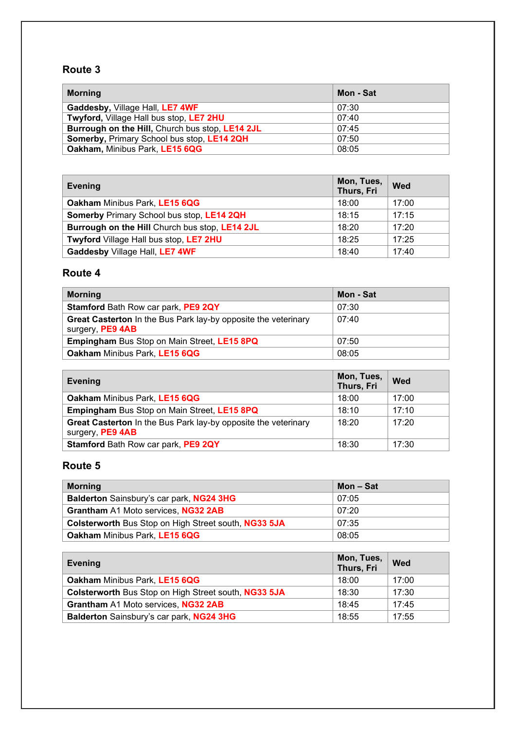## Route 3

| Morning | Mon - Sat |
|---|---|
| **Gaddesby,** Village Hall, **LE7 4WF** | 07:30 |
| **Twyford,** Village Hall bus stop, **LE7 2HU** | 07:40 |
| **Burrough on the Hill,** Church bus stop, **LE14 2JL** | 07:45 |
| **Somerby,** Primary School bus stop, **LE14 2QH** | 07:50 |
| **Oakham,** Minibus Park, **LE15 6QG** | 08:05 |

| Evening | Mon, Tues, Thurs, Fri | Wed |
|---|---|---|
| **Oakham** Minibus Park, **LE15 6QG** | 18:00 | 17:00 |
| **Somerby** Primary School bus stop, **LE14 2QH** | 18:15 | 17:15 |
| **Burrough on the Hill** Church bus stop, **LE14 2JL** | 18:20 | 17:20 |
| **Twyford** Village Hall bus stop, **LE7 2HU** | 18:25 | 17:25 |
| **Gaddesby** Village Hall, **LE7 4WF** | 18:40 | 17:40 |

## Route 4

| Morning | Mon - Sat |
|---|---|
| **Stamford** Bath Row car park, **PE9 2QY** | 07:30 |
| **Great Casterton** In the Bus Park lay-by opposite the veterinary surgery, **PE9 4AB** | 07:40 |
| **Empingham** Bus Stop on Main Street, **LE15 8PQ** | 07:50 |
| **Oakham** Minibus Park, **LE15 6QG** | 08:05 |

| Evening | Mon, Tues, Thurs, Fri | Wed |
|---|---|---|
| **Oakham** Minibus Park, **LE15 6QG** | 18:00 | 17:00 |
| **Empingham** Bus Stop on Main Street, **LE15 8PQ** | 18:10 | 17:10 |
| **Great Casterton** In the Bus Park lay-by opposite the veterinary surgery, **PE9 4AB** | 18:20 | 17:20 |
| **Stamford** Bath Row car park, **PE9 2QY** | 18:30 | 17:30 |

## Route 5

| Morning | Mon – Sat |
|---|---|
| **Balderton** Sainsbury's car park, **NG24 3HG** | 07:05 |
| **Grantham** A1 Moto services, **NG32 2AB** | 07:20 |
| **Colsterworth** Bus Stop on High Street south, **NG33 5JA** | 07:35 |
| **Oakham** Minibus Park, **LE15 6QG** | 08:05 |

| Evening | Mon, Tues, Thurs, Fri | Wed |
|---|---|---|
| **Oakham** Minibus Park, **LE15 6QG** | 18:00 | 17:00 |
| **Colsterworth** Bus Stop on High Street south, **NG33 5JA** | 18:30 | 17:30 |
| **Grantham** A1 Moto services, **NG32 2AB** | 18:45 | 17:45 |
| **Balderton** Sainsbury's car park, **NG24 3HG** | 18:55 | 17:55 |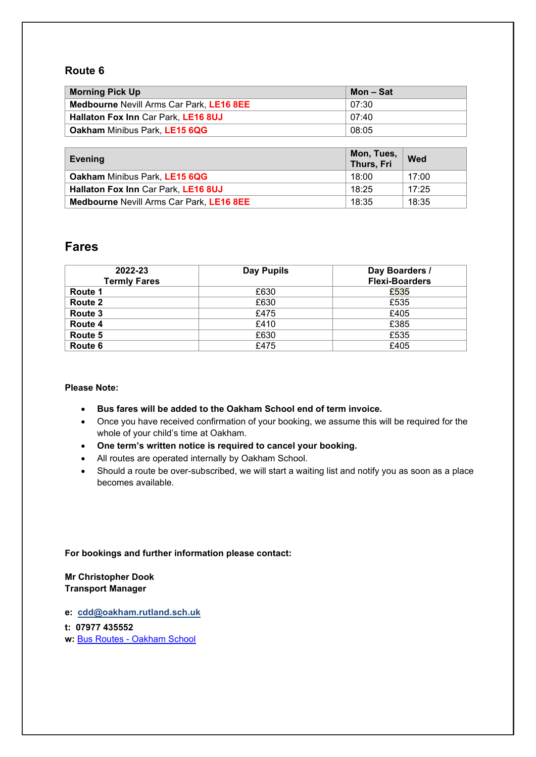## Route 6

| Morning Pick Up | Mon – Sat |
|---|---|
| **Medbourne** Nevill Arms Car Park, **LE16 8EE** | 07:30 |
| **Hallaton Fox Inn** Car Park, **LE16 8UJ** | 07:40 |
| **Oakham** Minibus Park, **LE15 6QG** | 08:05 |

| Evening | Mon, Tues, Thurs, Fri | Wed |
|---|---|---|
| **Oakham** Minibus Park, **LE15 6QG** | 18:00 | 17:00 |
| **Hallaton Fox Inn** Car Park, **LE16 8UJ** | 18:25 | 17:25 |
| **Medbourne** Nevill Arms Car Park, **LE16 8EE** | 18:35 | 18:35 |

# Fares

| 2022-23 Termly Fares | Day Pupils | Day Boarders / Flexi-Boarders |
|---|---|---|
| **Route 1** | £630 | £535 |
| **Route 2** | £630 | £535 |
| **Route 3** | £475 | £405 |
| **Route 4** | £410 | £385 |
| **Route 5** | £630 | £535 |
| **Route 6** | £475 | £405 |

**Please Note:**

- **Bus fares will be added to the Oakham School end of term invoice.**
- Once you have received confirmation of your booking, we assume this will be required for the whole of your child's time at Oakham.
- **One term's written notice is required to cancel your booking.**
- All routes are operated internally by Oakham School.
- Should a route be over-subscribed, we will start a waiting list and notify you as soon as a place becomes available.

**For bookings and further information please contact:**

**Mr Christopher Dook**
**Transport Manager**

**e: cdd@oakham.rutland.sch.uk**

**t: 07977 435552**

**w:** Bus Routes - Oakham School